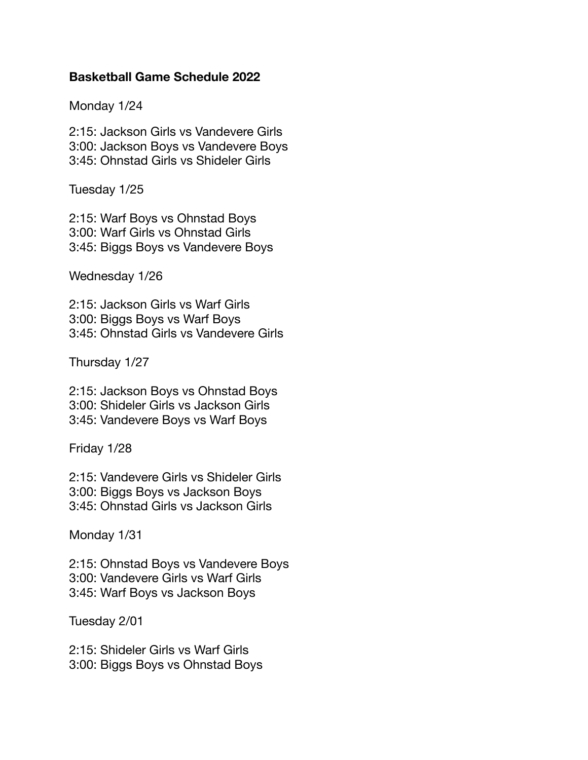**Basketball Game Schedule 2022**

Monday 1/24

2:15: Jackson Girls vs Vandevere Girls
3:00: Jackson Boys vs Vandevere Boys
3:45: Ohnstad Girls vs Shideler Girls

Tuesday 1/25

2:15: Warf Boys vs Ohnstad Boys
3:00: Warf Girls vs Ohnstad Girls
3:45: Biggs Boys vs Vandevere Boys

Wednesday 1/26

2:15: Jackson Girls vs Warf Girls
3:00: Biggs Boys vs Warf Boys
3:45: Ohnstad Girls vs Vandevere Girls

Thursday 1/27

2:15: Jackson Boys vs Ohnstad Boys
3:00: Shideler Girls vs Jackson Girls
3:45: Vandevere Boys vs Warf Boys

Friday 1/28

2:15: Vandevere Girls vs Shideler Girls
3:00: Biggs Boys vs Jackson Boys
3:45: Ohnstad Girls vs Jackson Girls

Monday 1/31

2:15: Ohnstad Boys vs Vandevere Boys
3:00: Vandevere Girls vs Warf Girls
3:45: Warf Boys vs Jackson Boys

Tuesday 2/01

2:15: Shideler Girls vs Warf Girls
3:00: Biggs Boys vs Ohnstad Boys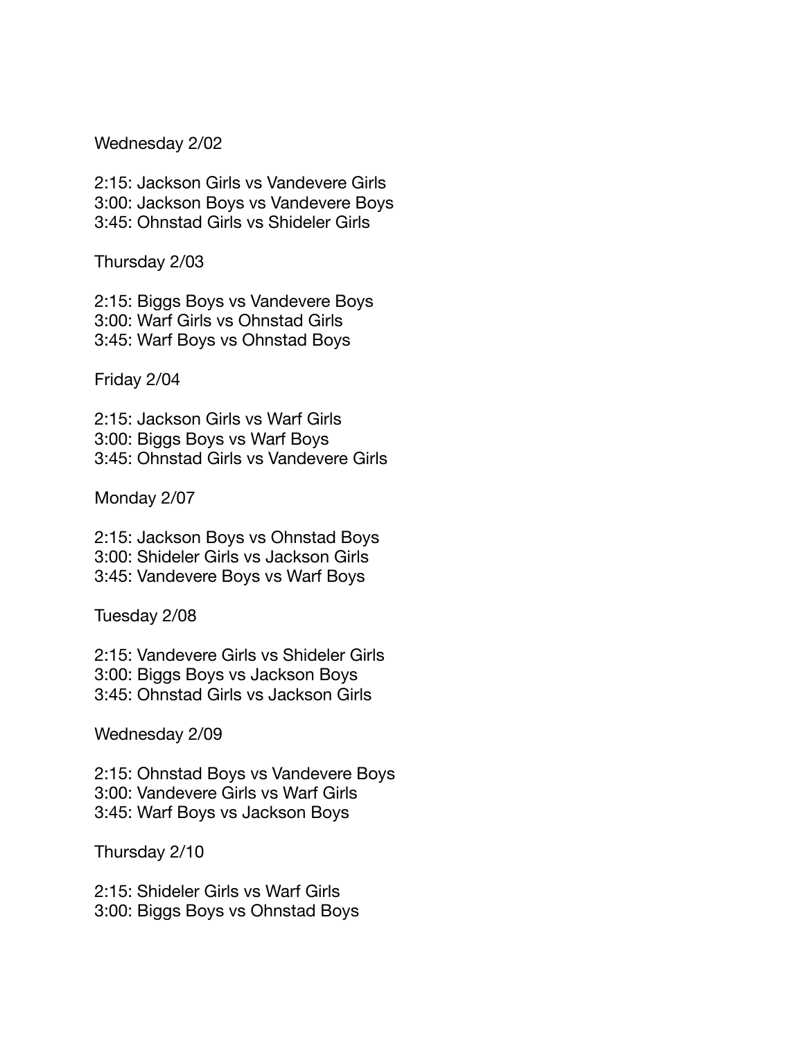Wednesday 2/02

2:15: Jackson Girls vs Vandevere Girls
3:00: Jackson Boys vs Vandevere Boys
3:45: Ohnstad Girls vs Shideler Girls

Thursday 2/03

2:15: Biggs Boys vs Vandevere Boys
3:00: Warf Girls vs Ohnstad Girls
3:45: Warf Boys vs Ohnstad Boys

Friday 2/04

2:15: Jackson Girls vs Warf Girls
3:00: Biggs Boys vs Warf Boys
3:45: Ohnstad Girls vs Vandevere Girls

Monday 2/07

2:15: Jackson Boys vs Ohnstad Boys
3:00: Shideler Girls vs Jackson Girls
3:45: Vandevere Boys vs Warf Boys

Tuesday 2/08

2:15: Vandevere Girls vs Shideler Girls
3:00: Biggs Boys vs Jackson Boys
3:45: Ohnstad Girls vs Jackson Girls

Wednesday 2/09

2:15: Ohnstad Boys vs Vandevere Boys
3:00: Vandevere Girls vs Warf Girls
3:45: Warf Boys vs Jackson Boys

Thursday 2/10

2:15: Shideler Girls vs Warf Girls
3:00: Biggs Boys vs Ohnstad Boys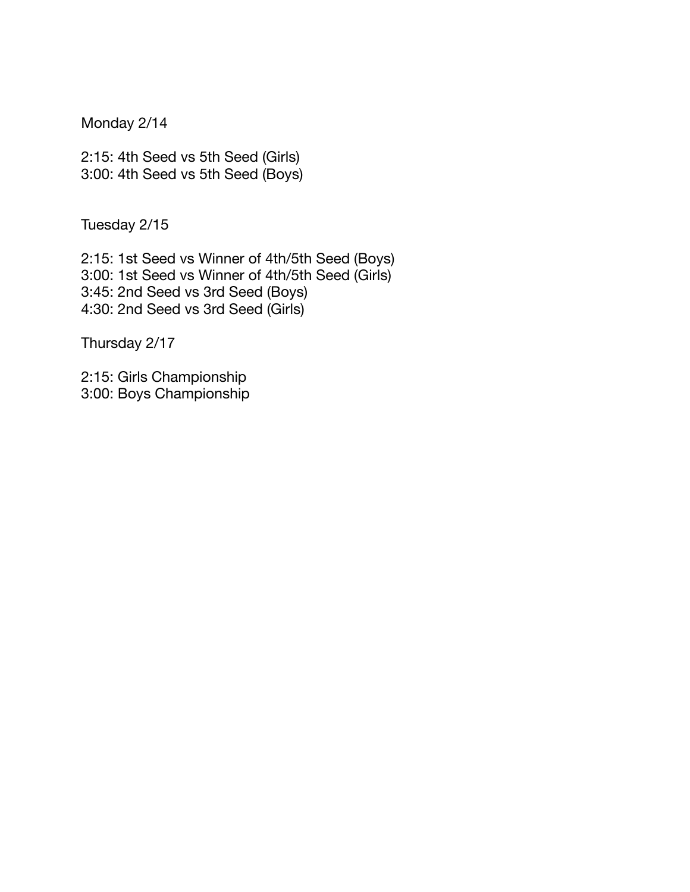Monday 2/14

2:15: 4th Seed vs 5th Seed (Girls)
3:00: 4th Seed vs 5th Seed (Boys)

Tuesday 2/15

2:15: 1st Seed vs Winner of 4th/5th Seed (Boys)
3:00: 1st Seed vs Winner of 4th/5th Seed (Girls)
3:45: 2nd Seed vs 3rd Seed (Boys)
4:30: 2nd Seed vs 3rd Seed (Girls)

Thursday 2/17

2:15: Girls Championship
3:00: Boys Championship